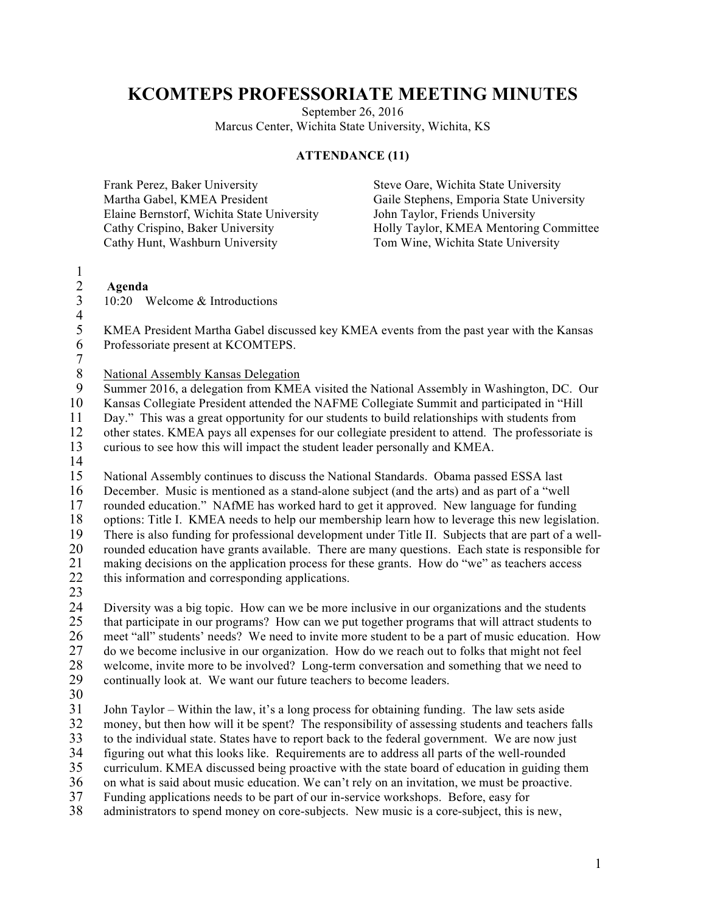# KCOMTEPS PROFESSORIATE MEETING MINUTES

September 26, 2016
Marcus Center, Wichita State University, Wichita, KS

**ATTENDANCE (11)**

Frank Perez, Baker University
Martha Gabel, KMEA President
Elaine Bernstorf, Wichita State University
Cathy Crispino, Baker University
Cathy Hunt, Washburn University
Steve Oare, Wichita State University
Gaile Stephens, Emporia State University
John Taylor, Friends University
Holly Taylor, KMEA Mentoring Committee
Tom Wine, Wichita State University

**Agenda**

10:20 Welcome & Introductions

KMEA President Martha Gabel discussed key KMEA events from the past year with the Kansas Professoriate present at KCOMTEPS.

National Assembly Kansas Delegation

Summer 2016, a delegation from KMEA visited the National Assembly in Washington, DC. Our Kansas Collegiate President attended the NAFME Collegiate Summit and participated in "Hill Day." This was a great opportunity for our students to build relationships with students from other states. KMEA pays all expenses for our collegiate president to attend. The professoriate is curious to see how this will impact the student leader personally and KMEA.

National Assembly continues to discuss the National Standards. Obama passed ESSA last December. Music is mentioned as a stand-alone subject (and the arts) and as part of a "well rounded education." NAfME has worked hard to get it approved. New language for funding options: Title I. KMEA needs to help our membership learn how to leverage this new legislation. There is also funding for professional development under Title II. Subjects that are part of a well-rounded education have grants available. There are many questions. Each state is responsible for making decisions on the application process for these grants. How do "we" as teachers access this information and corresponding applications.

Diversity was a big topic. How can we be more inclusive in our organizations and the students that participate in our programs? How can we put together programs that will attract students to meet "all" students' needs? We need to invite more student to be a part of music education. How do we become inclusive in our organization. How do we reach out to folks that might not feel welcome, invite more to be involved? Long-term conversation and something that we need to continually look at. We want our future teachers to become leaders.

John Taylor – Within the law, it's a long process for obtaining funding. The law sets aside money, but then how will it be spent? The responsibility of assessing students and teachers falls to the individual state. States have to report back to the federal government. We are now just figuring out what this looks like. Requirements are to address all parts of the well-rounded curriculum. KMEA discussed being proactive with the state board of education in guiding them on what is said about music education. We can't rely on an invitation, we must be proactive. Funding applications needs to be part of our in-service workshops. Before, easy for administrators to spend money on core-subjects. New music is a core-subject, this is new,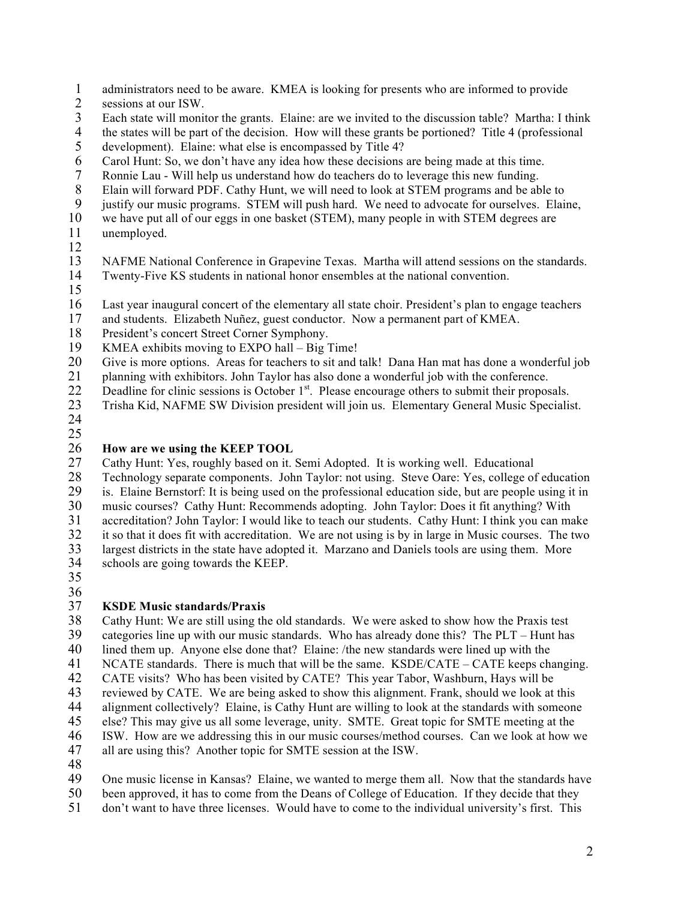administrators need to be aware. KMEA is looking for presents who are informed to provide sessions at our ISW.
Each state will monitor the grants. Elaine: are we invited to the discussion table? Martha: I think the states will be part of the decision. How will these grants be portioned? Title 4 (professional development). Elaine: what else is encompassed by Title 4?
Carol Hunt: So, we don't have any idea how these decisions are being made at this time.
Ronnie Lau - Will help us understand how do teachers do to leverage this new funding.
Elain will forward PDF. Cathy Hunt, we will need to look at STEM programs and be able to justify our music programs. STEM will push hard. We need to advocate for ourselves. Elaine, we have put all of our eggs in one basket (STEM), many people in with STEM degrees are unemployed.

NAFME National Conference in Grapevine Texas. Martha will attend sessions on the standards. Twenty-Five KS students in national honor ensembles at the national convention.

Last year inaugural concert of the elementary all state choir. President's plan to engage teachers and students. Elizabeth Nuñez, guest conductor. Now a permanent part of KMEA.
President's concert Street Corner Symphony.
KMEA exhibits moving to EXPO hall – Big Time!
Give is more options. Areas for teachers to sit and talk! Dana Han mat has done a wonderful job planning with exhibitors. John Taylor has also done a wonderful job with the conference.
Deadline for clinic sessions is October 1st. Please encourage others to submit their proposals.
Trisha Kid, NAFME SW Division president will join us. Elementary General Music Specialist.

**How are we using the KEEP TOOL**
Cathy Hunt: Yes, roughly based on it. Semi Adopted. It is working well. Educational Technology separate components. John Taylor: not using. Steve Oare: Yes, college of education is. Elaine Bernstorf: It is being used on the professional education side, but are people using it in music courses? Cathy Hunt: Recommends adopting. John Taylor: Does it fit anything? With accreditation? John Taylor: I would like to teach our students. Cathy Hunt: I think you can make it so that it does fit with accreditation. We are not using is by in large in Music courses. The two largest districts in the state have adopted it. Marzano and Daniels tools are using them. More schools are going towards the KEEP.

**KSDE Music standards/Praxis**
Cathy Hunt: We are still using the old standards. We were asked to show how the Praxis test categories line up with our music standards. Who has already done this? The PLT – Hunt has lined them up. Anyone else done that? Elaine: /the new standards were lined up with the NCATE standards. There is much that will be the same. KSDE/CATE – CATE keeps changing. CATE visits? Who has been visited by CATE? This year Tabor, Washburn, Hays will be reviewed by CATE. We are being asked to show this alignment. Frank, should we look at this alignment collectively? Elaine, is Cathy Hunt are willing to look at the standards with someone else? This may give us all some leverage, unity. SMTE. Great topic for SMTE meeting at the ISW. How are we addressing this in our music courses/method courses. Can we look at how we all are using this? Another topic for SMTE session at the ISW.

One music license in Kansas? Elaine, we wanted to merge them all. Now that the standards have been approved, it has to come from the Deans of College of Education. If they decide that they don't want to have three licenses. Would have to come to the individual university's first. This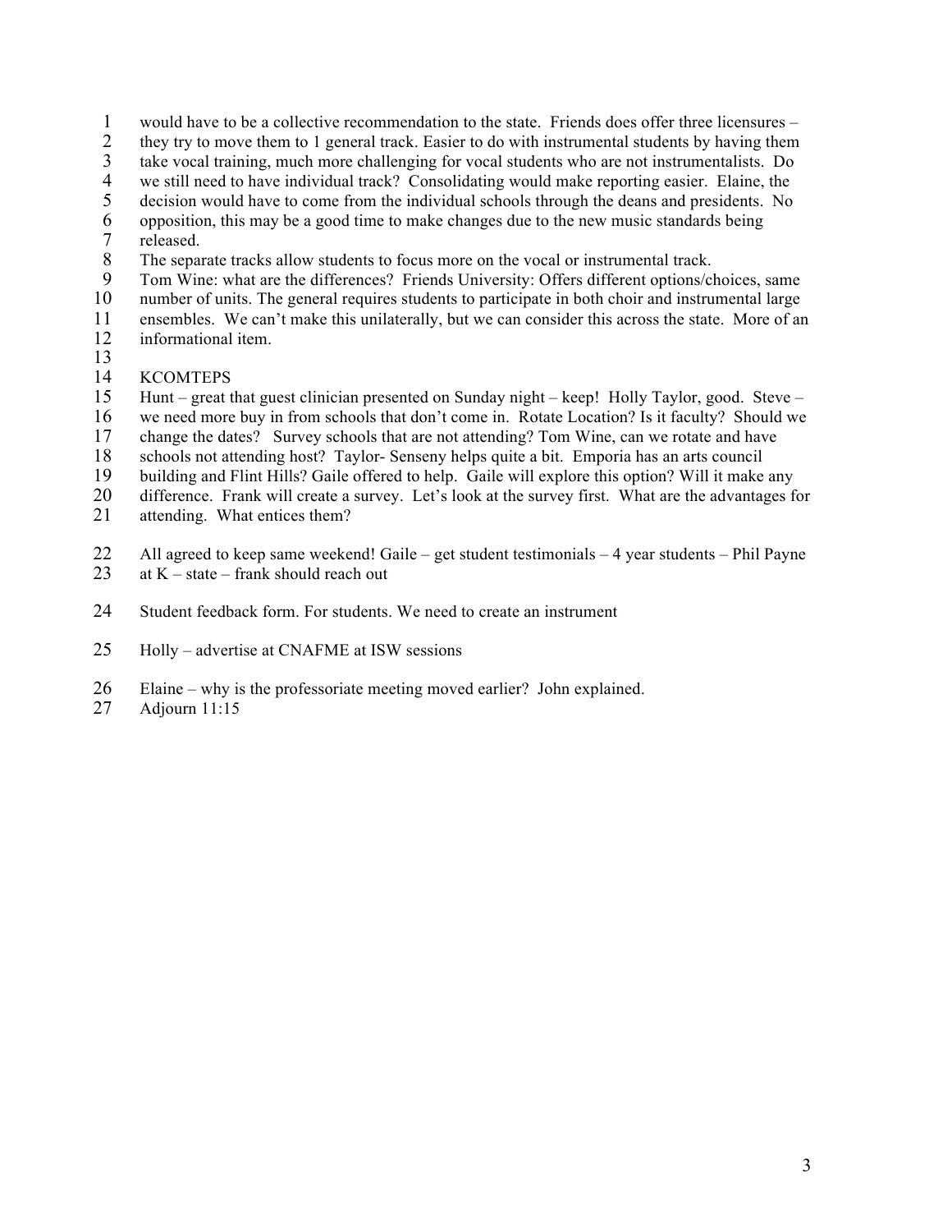would have to be a collective recommendation to the state. Friends does offer three licensures – they try to move them to 1 general track. Easier to do with instrumental students by having them take vocal training, much more challenging for vocal students who are not instrumentalists. Do we still need to have individual track? Consolidating would make reporting easier. Elaine, the decision would have to come from the individual schools through the deans and presidents. No opposition, this may be a good time to make changes due to the new music standards being released.

The separate tracks allow students to focus more on the vocal or instrumental track.

Tom Wine: what are the differences? Friends University: Offers different options/choices, same number of units. The general requires students to participate in both choir and instrumental large ensembles. We can't make this unilaterally, but we can consider this across the state. More of an informational item.

KCOMTEPS

Hunt – great that guest clinician presented on Sunday night – keep! Holly Taylor, good. Steve – we need more buy in from schools that don't come in. Rotate Location? Is it faculty? Should we change the dates? Survey schools that are not attending? Tom Wine, can we rotate and have schools not attending host? Taylor- Senseny helps quite a bit. Emporia has an arts council building and Flint Hills? Gaile offered to help. Gaile will explore this option? Will it make any difference. Frank will create a survey. Let's look at the survey first. What are the advantages for attending. What entices them?

All agreed to keep same weekend! Gaile – get student testimonials – 4 year students – Phil Payne at K – state – frank should reach out

Student feedback form. For students. We need to create an instrument

Holly – advertise at CNAFME at ISW sessions

Elaine – why is the professoriate meeting moved earlier? John explained.

Adjourn 11:15